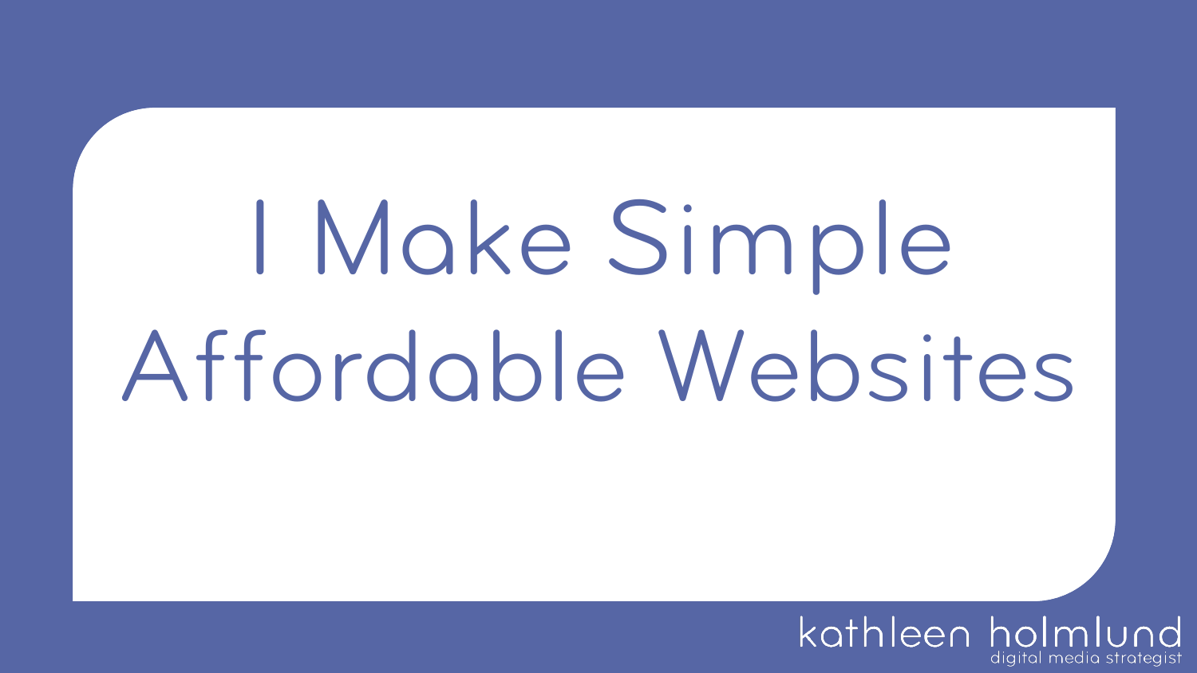# I Make Simple Affordable Websites

kathleen holmlund
digital media strategist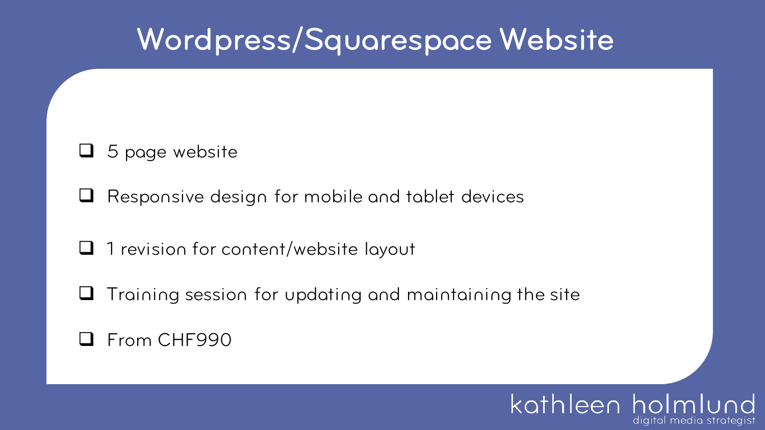# Wordpress/Squarespace Website

- 5 page website
- Responsive design for mobile and tablet devices
- 1 revision for content/website layout
- Training session for updating and maintaining the site
- From CHF990

kathleen holmlund
digital media strategist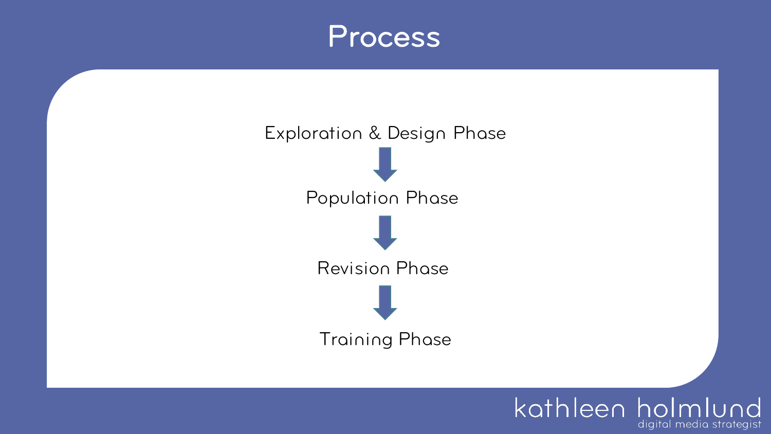# Process

Exploration & Design Phase

↓

Population Phase

↓

Revision Phase

↓

Training Phase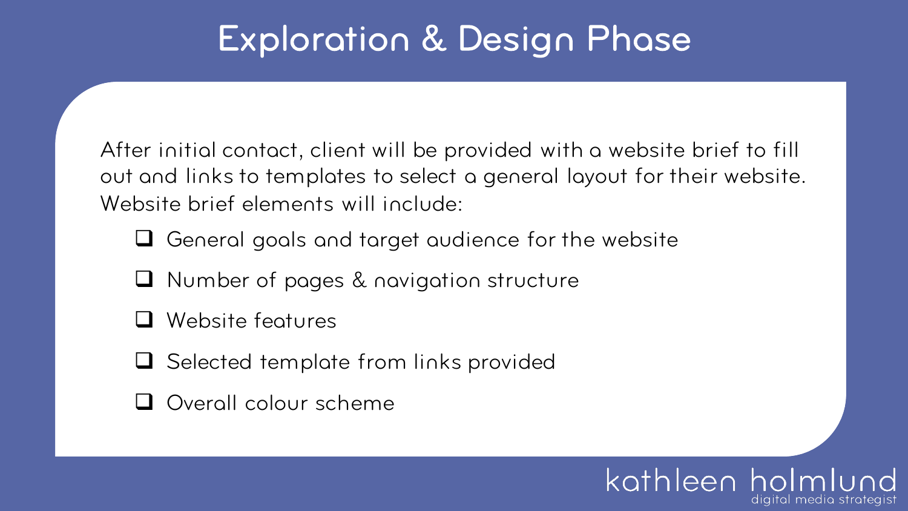# Exploration & Design Phase

After initial contact, client will be provided with a website brief to fill out and links to templates to select a general layout for their website. Website brief elements will include:

- [ ] General goals and target audience for the website
- [ ] Number of pages & navigation structure
- [ ] Website features
- [ ] Selected template from links provided
- [ ] Overall colour scheme

kathleen holmlund
digital media strategist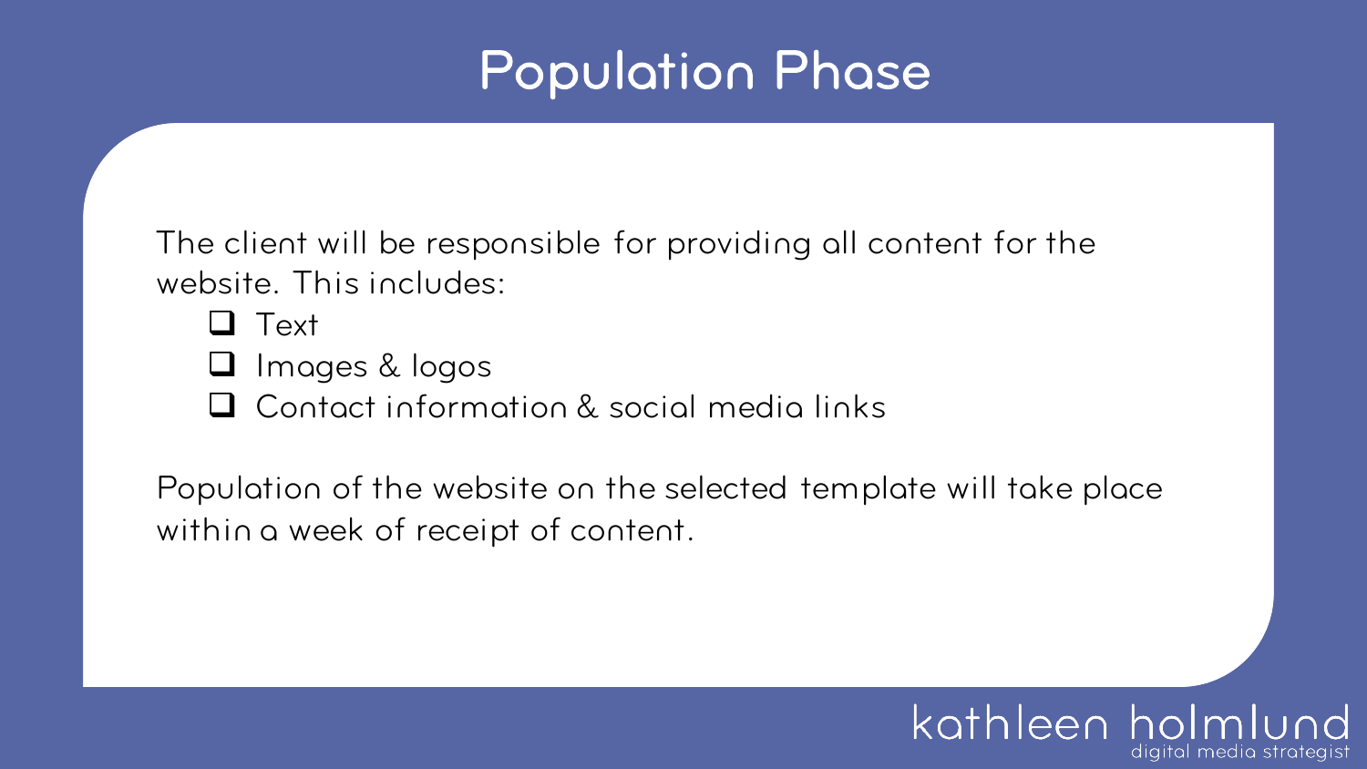# Population Phase

The client will be responsible for providing all content for the website. This includes:

- [ ] Text
- [ ] Images & logos
- [ ] Contact information & social media links

Population of the website on the selected template will take place within a week of receipt of content.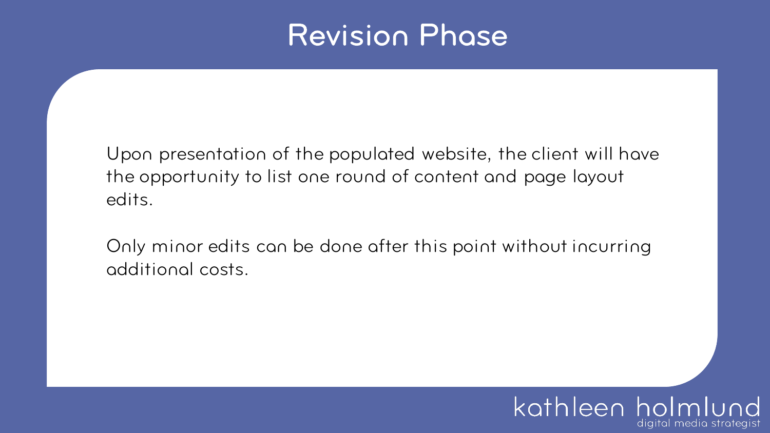# Revision Phase

Upon presentation of the populated website, the client will have the opportunity to list one round of content and page layout edits.

Only minor edits can be done after this point without incurring additional costs.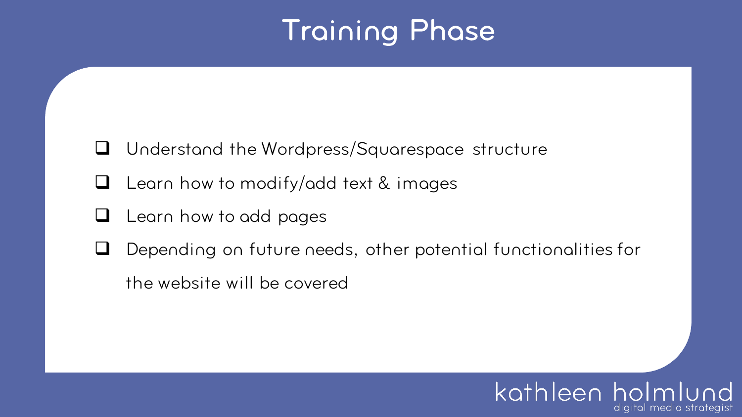# Training Phase

- [ ] Understand the Wordpress/Squarespace structure
- [ ] Learn how to modify/add text & images
- [ ] Learn how to add pages
- [ ] Depending on future needs, other potential functionalities for the website will be covered

kathleen holmlund
digital media strategist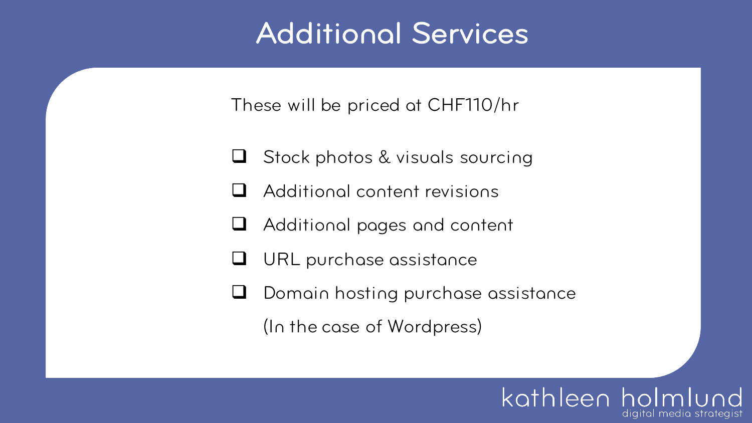# Additional Services

These will be priced at CHF110/hr

- [ ] Stock photos & visuals sourcing
- [ ] Additional content revisions
- [ ] Additional pages and content
- [ ] URL purchase assistance
- [ ] Domain hosting purchase assistance (In the case of Wordpress)

kathleen holmlund
digital media strategist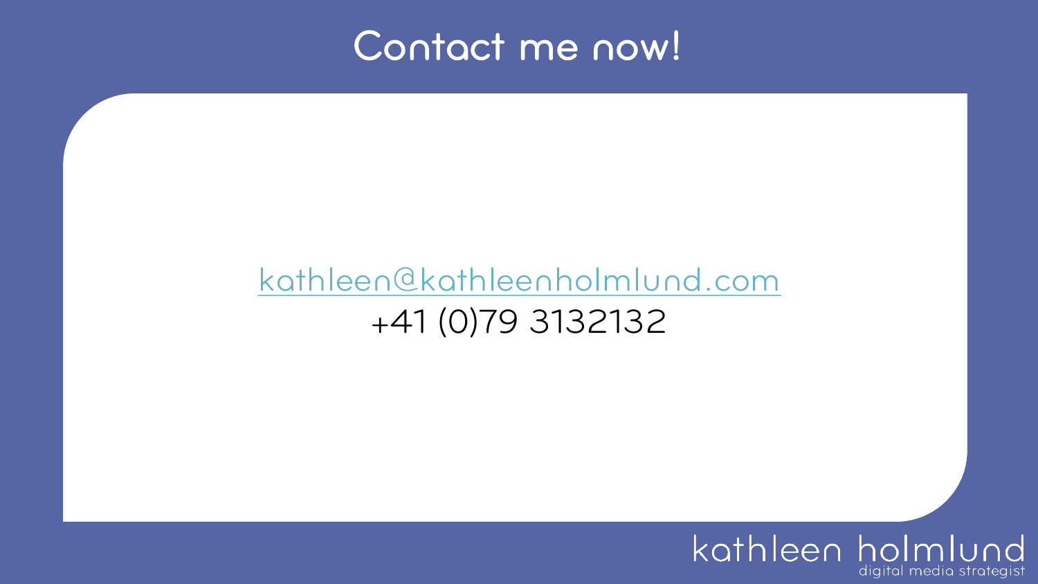# Contact me now!

kathleen@kathleenholmlund.com

+41 (0)79 3132132

kathleen holmlund
digital media strategist